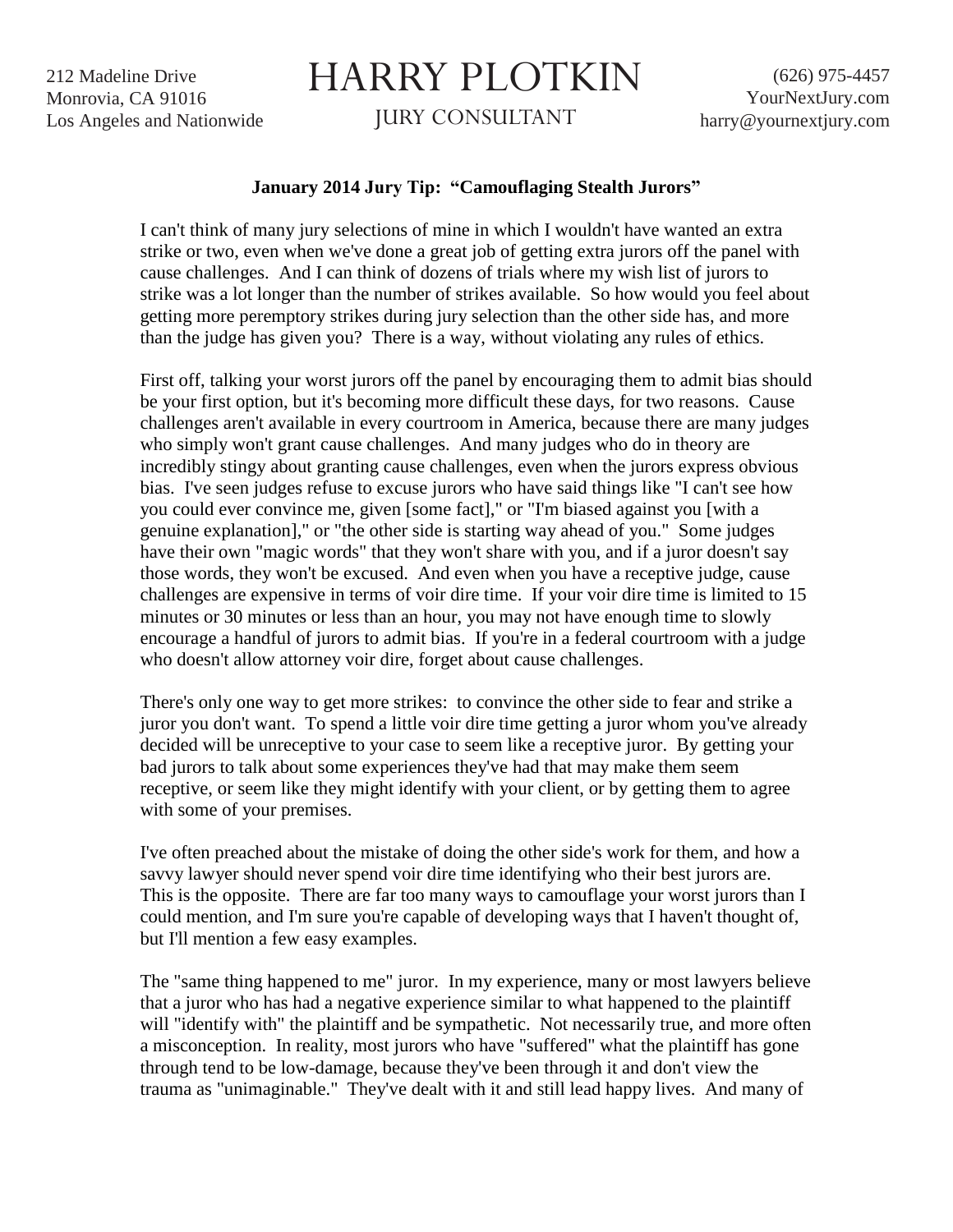212 Madeline Drive
Monrovia, CA 91016
Los Angeles and Nationwide

# HARRY PLOTKIN

JURY CONSULTANT

(626) 975-4457
YourNextJury.com
harry@yournextjury.com

**January 2014 Jury Tip: "Camouflaging Stealth Jurors"**

I can't think of many jury selections of mine in which I wouldn't have wanted an extra strike or two, even when we've done a great job of getting extra jurors off the panel with cause challenges. And I can think of dozens of trials where my wish list of jurors to strike was a lot longer than the number of strikes available. So how would you feel about getting more peremptory strikes during jury selection than the other side has, and more than the judge has given you? There is a way, without violating any rules of ethics.

First off, talking your worst jurors off the panel by encouraging them to admit bias should be your first option, but it's becoming more difficult these days, for two reasons. Cause challenges aren't available in every courtroom in America, because there are many judges who simply won't grant cause challenges. And many judges who do in theory are incredibly stingy about granting cause challenges, even when the jurors express obvious bias. I've seen judges refuse to excuse jurors who have said things like "I can't see how you could ever convince me, given [some fact]," or "I'm biased against you [with a genuine explanation]," or "the other side is starting way ahead of you." Some judges have their own "magic words" that they won't share with you, and if a juror doesn't say those words, they won't be excused. And even when you have a receptive judge, cause challenges are expensive in terms of voir dire time. If your voir dire time is limited to 15 minutes or 30 minutes or less than an hour, you may not have enough time to slowly encourage a handful of jurors to admit bias. If you're in a federal courtroom with a judge who doesn't allow attorney voir dire, forget about cause challenges.

There's only one way to get more strikes: to convince the other side to fear and strike a juror you don't want. To spend a little voir dire time getting a juror whom you've already decided will be unreceptive to your case to seem like a receptive juror. By getting your bad jurors to talk about some experiences they've had that may make them seem receptive, or seem like they might identify with your client, or by getting them to agree with some of your premises.

I've often preached about the mistake of doing the other side's work for them, and how a savvy lawyer should never spend voir dire time identifying who their best jurors are. This is the opposite. There are far too many ways to camouflage your worst jurors than I could mention, and I'm sure you're capable of developing ways that I haven't thought of, but I'll mention a few easy examples.

The "same thing happened to me" juror. In my experience, many or most lawyers believe that a juror who has had a negative experience similar to what happened to the plaintiff will "identify with" the plaintiff and be sympathetic. Not necessarily true, and more often a misconception. In reality, most jurors who have "suffered" what the plaintiff has gone through tend to be low-damage, because they've been through it and don't view the trauma as "unimaginable." They've dealt with it and still lead happy lives. And many of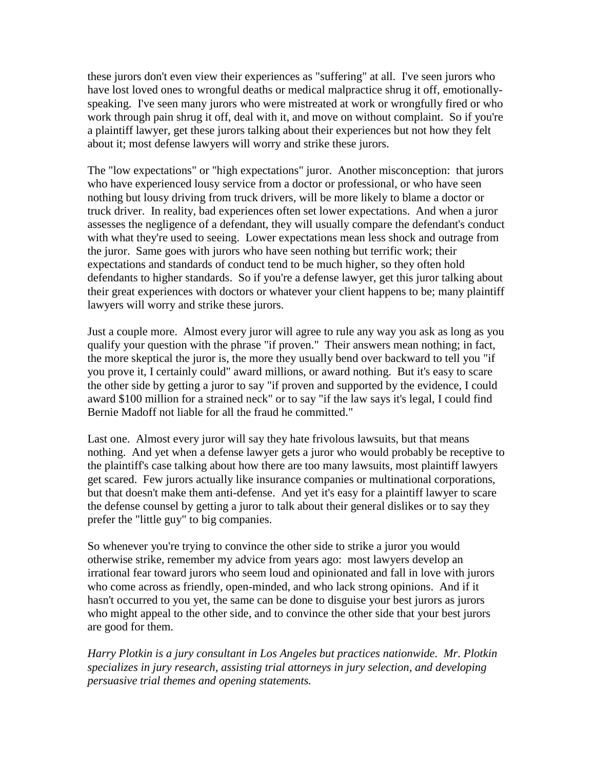these jurors don't even view their experiences as "suffering" at all. I've seen jurors who have lost loved ones to wrongful deaths or medical malpractice shrug it off, emotionally-speaking. I've seen many jurors who were mistreated at work or wrongfully fired or who work through pain shrug it off, deal with it, and move on without complaint. So if you're a plaintiff lawyer, get these jurors talking about their experiences but not how they felt about it; most defense lawyers will worry and strike these jurors.

The "low expectations" or "high expectations" juror. Another misconception: that jurors who have experienced lousy service from a doctor or professional, or who have seen nothing but lousy driving from truck drivers, will be more likely to blame a doctor or truck driver. In reality, bad experiences often set lower expectations. And when a juror assesses the negligence of a defendant, they will usually compare the defendant's conduct with what they're used to seeing. Lower expectations mean less shock and outrage from the juror. Same goes with jurors who have seen nothing but terrific work; their expectations and standards of conduct tend to be much higher, so they often hold defendants to higher standards. So if you're a defense lawyer, get this juror talking about their great experiences with doctors or whatever your client happens to be; many plaintiff lawyers will worry and strike these jurors.

Just a couple more. Almost every juror will agree to rule any way you ask as long as you qualify your question with the phrase "if proven." Their answers mean nothing; in fact, the more skeptical the juror is, the more they usually bend over backward to tell you "if you prove it, I certainly could" award millions, or award nothing. But it's easy to scare the other side by getting a juror to say "if proven and supported by the evidence, I could award $100 million for a strained neck" or to say "if the law says it's legal, I could find Bernie Madoff not liable for all the fraud he committed."

Last one. Almost every juror will say they hate frivolous lawsuits, but that means nothing. And yet when a defense lawyer gets a juror who would probably be receptive to the plaintiff's case talking about how there are too many lawsuits, most plaintiff lawyers get scared. Few jurors actually like insurance companies or multinational corporations, but that doesn't make them anti-defense. And yet it's easy for a plaintiff lawyer to scare the defense counsel by getting a juror to talk about their general dislikes or to say they prefer the "little guy" to big companies.

So whenever you're trying to convince the other side to strike a juror you would otherwise strike, remember my advice from years ago: most lawyers develop an irrational fear toward jurors who seem loud and opinionated and fall in love with jurors who come across as friendly, open-minded, and who lack strong opinions. And if it hasn't occurred to you yet, the same can be done to disguise your best jurors as jurors who might appeal to the other side, and to convince the other side that your best jurors are good for them.

*Harry Plotkin is a jury consultant in Los Angeles but practices nationwide. Mr. Plotkin specializes in jury research, assisting trial attorneys in jury selection, and developing persuasive trial themes and opening statements.*